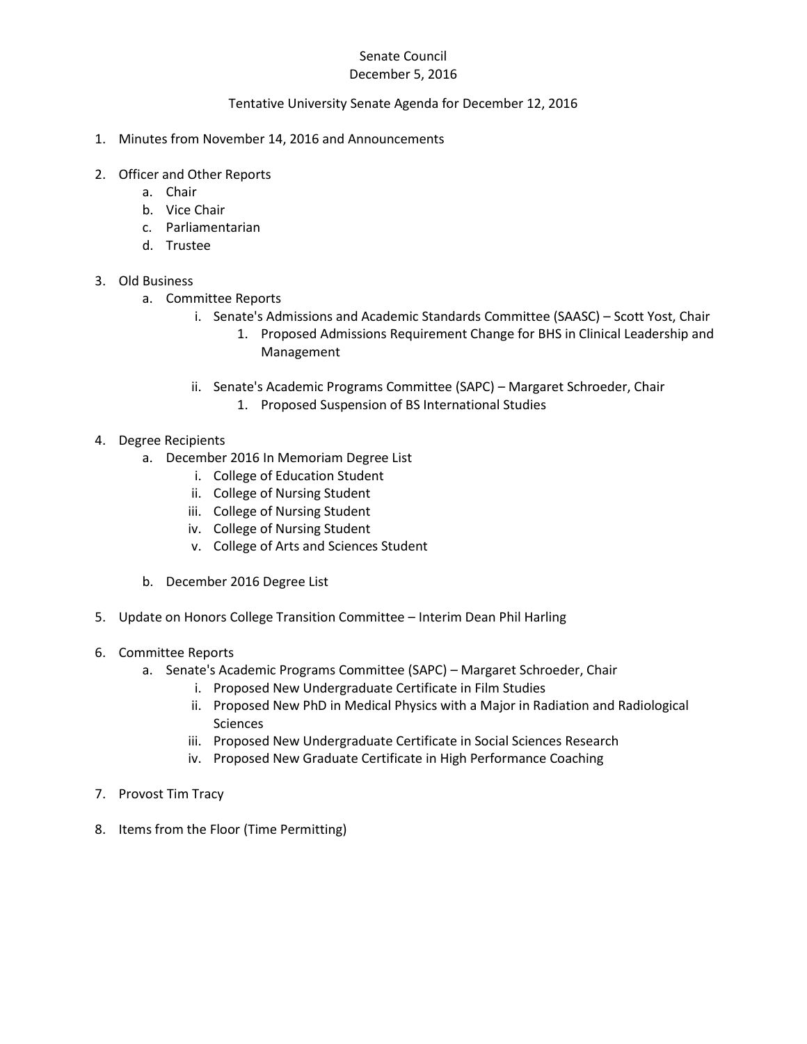Senate Council
December 5, 2016

Tentative University Senate Agenda for December 12, 2016

1. Minutes from November 14, 2016 and Announcements

2. Officer and Other Reports
   a. Chair
   b. Vice Chair
   c. Parliamentarian
   d. Trustee

3. Old Business
   a. Committee Reports
      i. Senate's Admissions and Academic Standards Committee (SAASC) – Scott Yost, Chair
         1. Proposed Admissions Requirement Change for BHS in Clinical Leadership and Management

      ii. Senate's Academic Programs Committee (SAPC) – Margaret Schroeder, Chair
         1. Proposed Suspension of BS International Studies

4. Degree Recipients
   a. December 2016 In Memoriam Degree List
      i. College of Education Student
      ii. College of Nursing Student
      iii. College of Nursing Student
      iv. College of Nursing Student
      v. College of Arts and Sciences Student

   b. December 2016 Degree List

5. Update on Honors College Transition Committee – Interim Dean Phil Harling

6. Committee Reports
   a. Senate's Academic Programs Committee (SAPC) – Margaret Schroeder, Chair
      i. Proposed New Undergraduate Certificate in Film Studies
      ii. Proposed New PhD in Medical Physics with a Major in Radiation and Radiological Sciences
      iii. Proposed New Undergraduate Certificate in Social Sciences Research
      iv. Proposed New Graduate Certificate in High Performance Coaching

7. Provost Tim Tracy

8. Items from the Floor (Time Permitting)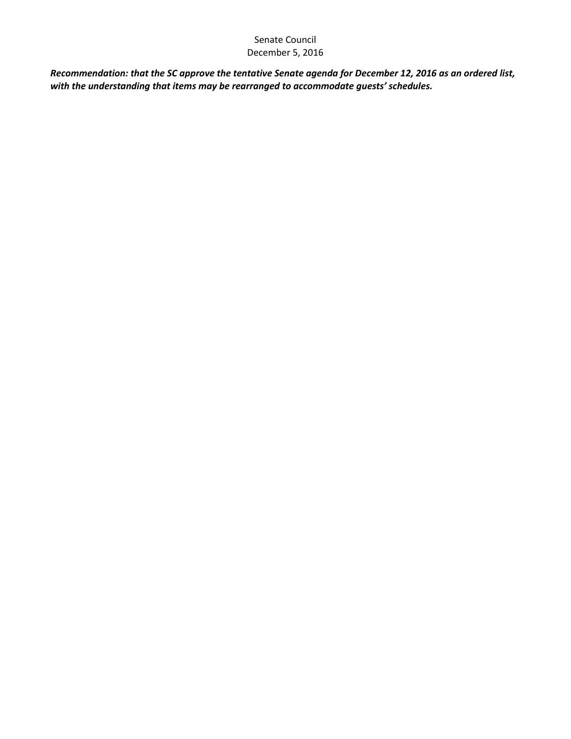Senate Council
December 5, 2016

***Recommendation: that the SC approve the tentative Senate agenda for December 12, 2016 as an ordered list, with the understanding that items may be rearranged to accommodate guests' schedules.***